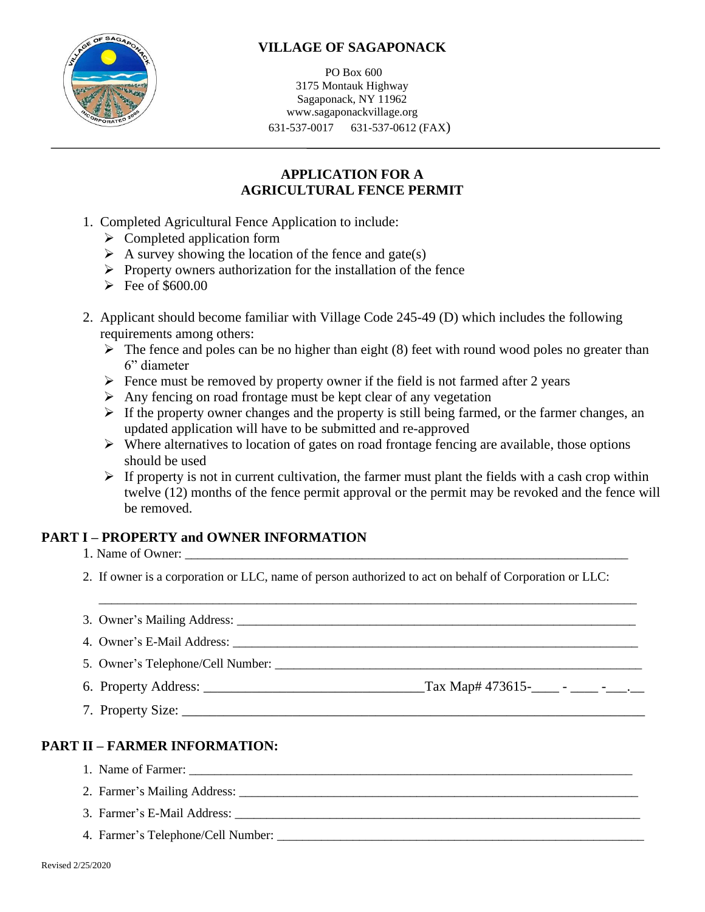# VILLAGE OF SAGAPONACK

PO Box 600
3175 Montauk Highway
Sagaponack, NY 11962
www.sagaponackvillage.org
631-537-0017 631-537-0612 (FAX)

## APPLICATION FOR A AGRICULTURAL FENCE PERMIT

1. Completed Agricultural Fence Application to include:
   - Completed application form
   - A survey showing the location of the fence and gate(s)
   - Property owners authorization for the installation of the fence
   - Fee of $600.00

2. Applicant should become familiar with Village Code 245-49 (D) which includes the following requirements among others:
   - The fence and poles can be no higher than eight (8) feet with round wood poles no greater than 6" diameter
   - Fence must be removed by property owner if the field is not farmed after 2 years
   - Any fencing on road frontage must be kept clear of any vegetation
   - If the property owner changes and the property is still being farmed, or the farmer changes, an updated application will have to be submitted and re-approved
   - Where alternatives to location of gates on road frontage fencing are available, those options should be used
   - If property is not in current cultivation, the farmer must plant the fields with a cash crop within twelve (12) months of the fence permit approval or the permit may be revoked and the fence will be removed.

## PART I – PROPERTY and OWNER INFORMATION

1. Name of Owner: ___________________________________________
2. If owner is a corporation or LLC, name of person authorized to act on behalf of Corporation or LLC:
   ___________________________________________
3. Owner's Mailing Address: ___________________________________________
4. Owner's E-Mail Address: ___________________________________________
5. Owner's Telephone/Cell Number: ___________________________________________
6. Property Address: ______________________________ Tax Map# 473615-____ - ____ -___.__
7. Property Size: ___________________________________________

## PART II – FARMER INFORMATION:

1. Name of Farmer: ___________________________________________
2. Farmer's Mailing Address: ___________________________________________
3. Farmer's E-Mail Address: ___________________________________________
4. Farmer's Telephone/Cell Number: ___________________________________________

Revised 2/25/2020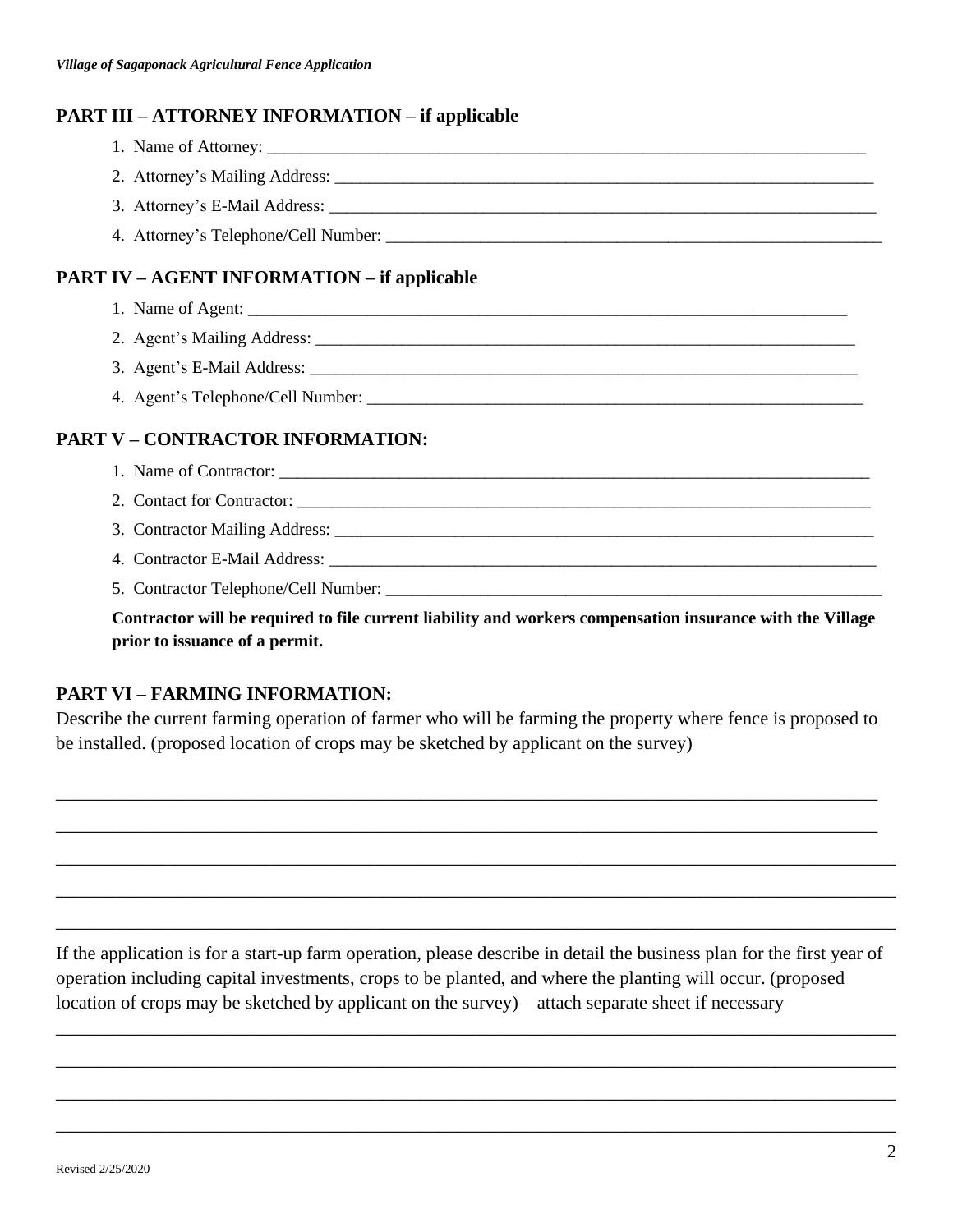## PART III – ATTORNEY INFORMATION – if applicable

1. Name of Attorney: ___________________________________________________________________________
2. Attorney's Mailing Address: ___________________________________________________________________
3. Attorney's E-Mail Address: ____________________________________________________________________
4. Attorney's Telephone/Cell Number: _____________________________________________________________

## PART IV – AGENT INFORMATION – if applicable

1. Name of Agent: ___________________________________________________________________________
2. Agent's Mailing Address: ____________________________________________________________________
3. Agent's E-Mail Address: _____________________________________________________________________
4. Agent's Telephone/Cell Number: _______________________________________________________________

## PART V – CONTRACTOR INFORMATION:

1. Name of Contractor: _________________________________________________________________________
2. Contact for Contractor: ______________________________________________________________________
3. Contractor Mailing Address: __________________________________________________________________
4. Contractor E-Mail Address: ___________________________________________________________________
5. Contractor Telephone/Cell Number: ____________________________________________________________

**Contractor will be required to file current liability and workers compensation insurance with the Village prior to issuance of a permit.**

## PART VI – FARMING INFORMATION:

Describe the current farming operation of farmer who will be farming the property where fence is proposed to be installed. (proposed location of crops may be sketched by applicant on the survey)

_____________________________________________________________________________________________

_____________________________________________________________________________________________

_____________________________________________________________________________________________

_____________________________________________________________________________________________

_____________________________________________________________________________________________

If the application is for a start-up farm operation, please describe in detail the business plan for the first year of operation including capital investments, crops to be planted, and where the planting will occur. (proposed location of crops may be sketched by applicant on the survey) – attach separate sheet if necessary

_____________________________________________________________________________________________

_____________________________________________________________________________________________

_____________________________________________________________________________________________

_____________________________________________________________________________________________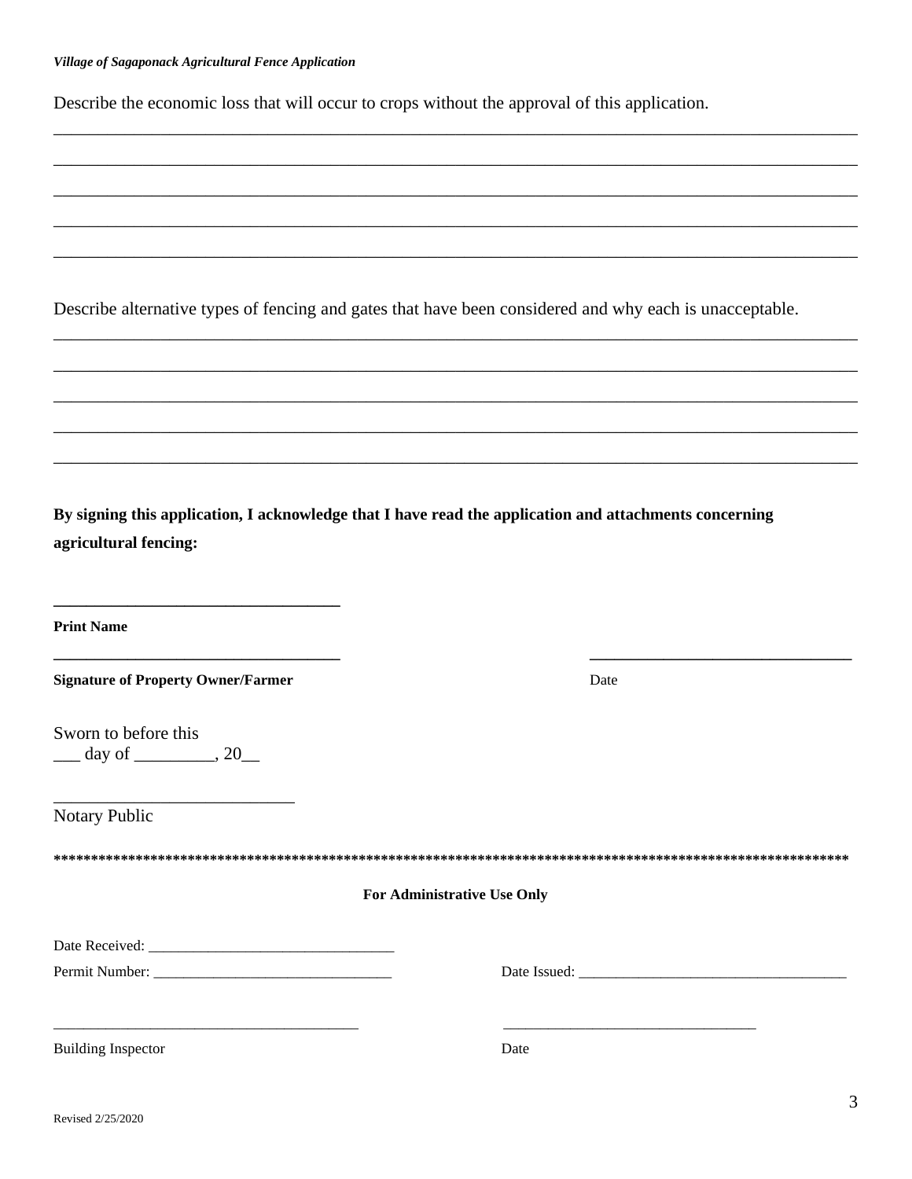Describe the economic loss that will occur to crops without the approval of this application.

\_\_\_\_\_\_\_\_\_\_\_\_\_\_\_\_\_\_\_\_\_\_\_\_\_\_\_\_\_\_\_\_\_\_\_\_\_\_\_\_\_\_\_\_\_\_\_\_\_\_\_\_\_\_\_\_\_\_\_\_\_\_\_\_\_\_\_\_\_\_\_\_\_\_\_\_\_\_

\_\_\_\_\_\_\_\_\_\_\_\_\_\_\_\_\_\_\_\_\_\_\_\_\_\_\_\_\_\_\_\_\_\_\_\_\_\_\_\_\_\_\_\_\_\_\_\_\_\_\_\_\_\_\_\_\_\_\_\_\_\_\_\_\_\_\_\_\_\_\_\_\_\_\_\_\_\_

\_\_\_\_\_\_\_\_\_\_\_\_\_\_\_\_\_\_\_\_\_\_\_\_\_\_\_\_\_\_\_\_\_\_\_\_\_\_\_\_\_\_\_\_\_\_\_\_\_\_\_\_\_\_\_\_\_\_\_\_\_\_\_\_\_\_\_\_\_\_\_\_\_\_\_\_\_\_

\_\_\_\_\_\_\_\_\_\_\_\_\_\_\_\_\_\_\_\_\_\_\_\_\_\_\_\_\_\_\_\_\_\_\_\_\_\_\_\_\_\_\_\_\_\_\_\_\_\_\_\_\_\_\_\_\_\_\_\_\_\_\_\_\_\_\_\_\_\_\_\_\_\_\_\_\_\_

\_\_\_\_\_\_\_\_\_\_\_\_\_\_\_\_\_\_\_\_\_\_\_\_\_\_\_\_\_\_\_\_\_\_\_\_\_\_\_\_\_\_\_\_\_\_\_\_\_\_\_\_\_\_\_\_\_\_\_\_\_\_\_\_\_\_\_\_\_\_\_\_\_\_\_\_\_\_

Describe alternative types of fencing and gates that have been considered and why each is unacceptable.

\_\_\_\_\_\_\_\_\_\_\_\_\_\_\_\_\_\_\_\_\_\_\_\_\_\_\_\_\_\_\_\_\_\_\_\_\_\_\_\_\_\_\_\_\_\_\_\_\_\_\_\_\_\_\_\_\_\_\_\_\_\_\_\_\_\_\_\_\_\_\_\_\_\_\_\_\_\_

\_\_\_\_\_\_\_\_\_\_\_\_\_\_\_\_\_\_\_\_\_\_\_\_\_\_\_\_\_\_\_\_\_\_\_\_\_\_\_\_\_\_\_\_\_\_\_\_\_\_\_\_\_\_\_\_\_\_\_\_\_\_\_\_\_\_\_\_\_\_\_\_\_\_\_\_\_\_

\_\_\_\_\_\_\_\_\_\_\_\_\_\_\_\_\_\_\_\_\_\_\_\_\_\_\_\_\_\_\_\_\_\_\_\_\_\_\_\_\_\_\_\_\_\_\_\_\_\_\_\_\_\_\_\_\_\_\_\_\_\_\_\_\_\_\_\_\_\_\_\_\_\_\_\_\_\_

\_\_\_\_\_\_\_\_\_\_\_\_\_\_\_\_\_\_\_\_\_\_\_\_\_\_\_\_\_\_\_\_\_\_\_\_\_\_\_\_\_\_\_\_\_\_\_\_\_\_\_\_\_\_\_\_\_\_\_\_\_\_\_\_\_\_\_\_\_\_\_\_\_\_\_\_\_\_

\_\_\_\_\_\_\_\_\_\_\_\_\_\_\_\_\_\_\_\_\_\_\_\_\_\_\_\_\_\_\_\_\_\_\_\_\_\_\_\_\_\_\_\_\_\_\_\_\_\_\_\_\_\_\_\_\_\_\_\_\_\_\_\_\_\_\_\_\_\_\_\_\_\_\_\_\_\_

**By signing this application, I acknowledge that I have read the application and attachments concerning agricultural fencing:**

\_\_\_\_\_\_\_\_\_\_\_\_\_\_\_\_\_\_\_\_\_\_\_\_\_\_\_\_\_\_\_\_\_\_\_

**Print Name**

\_\_\_\_\_\_\_\_\_\_\_\_\_\_\_\_\_\_\_\_\_\_\_\_\_\_\_\_\_\_\_\_\_\_\_ \_\_\_\_\_\_\_\_\_\_\_\_\_\_\_\_\_\_\_\_\_\_\_\_\_\_\_\_\_\_\_\_

**Signature of Property Owner/Farmer** Date

Sworn to before this
\_\_\_ day of \_\_\_\_\_\_\_\_\_, 20\_\_

\_\_\_\_\_\_\_\_\_\_\_\_\_\_\_\_\_\_\_\_\_\_\_\_\_\_\_

Notary Public

\*\*\*\*\*\*\*\*\*\*\*\*\*\*\*\*\*\*\*\*\*\*\*\*\*\*\*\*\*\*\*\*\*\*\*\*\*\*\*\*\*\*\*\*\*\*\*\*\*\*\*\*\*\*\*\*\*\*\*\*\*\*\*\*\*\*\*\*\*\*\*\*\*\*\*\*\*\*\*\*\*\*\*\*\*\*\*\*\*\*\*\*\*\*\*\*\*\*\*\*\*\*\*\*\*\*\*\*

**For Administrative Use Only**

Date Received: \_\_\_\_\_\_\_\_\_\_\_\_\_\_\_\_\_\_\_\_\_\_\_\_\_\_\_\_\_\_\_\_

Permit Number: \_\_\_\_\_\_\_\_\_\_\_\_\_\_\_\_\_\_\_\_\_\_\_\_\_\_\_\_\_\_\_ Date Issued: \_\_\_\_\_\_\_\_\_\_\_\_\_\_\_\_\_\_\_\_\_\_\_\_\_\_\_\_\_\_\_\_\_\_\_

\_\_\_\_\_\_\_\_\_\_\_\_\_\_\_\_\_\_\_\_\_\_\_\_\_\_\_\_\_\_\_\_\_\_\_\_\_\_\_\_ \_\_\_\_\_\_\_\_\_\_\_\_\_\_\_\_\_\_\_\_\_\_\_\_\_\_\_\_\_\_\_\_\_\_

Building Inspector Date

Revised 2/25/2020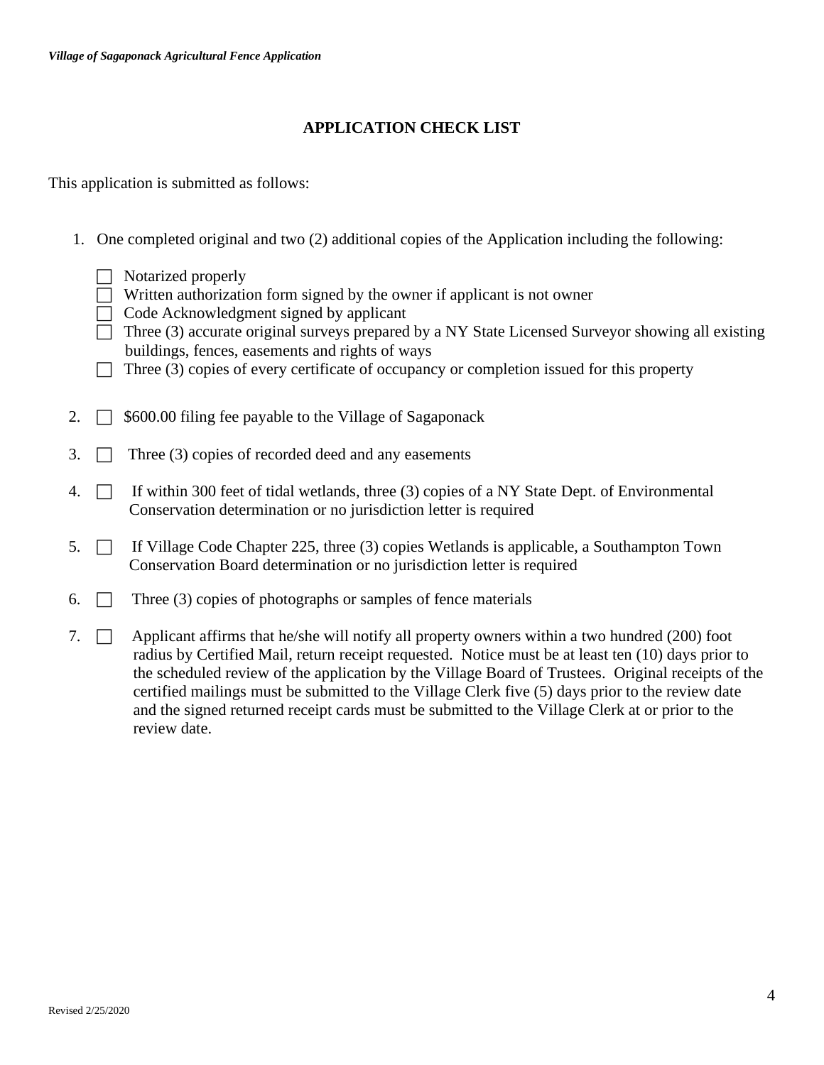## APPLICATION CHECK LIST

This application is submitted as follows:

1. One completed original and two (2) additional copies of the Application including the following:

   - ☐ Notarized properly
   - ☐ Written authorization form signed by the owner if applicant is not owner
   - ☐ Code Acknowledgment signed by applicant
   - ☐ Three (3) accurate original surveys prepared by a NY State Licensed Surveyor showing all existing buildings, fences, easements and rights of ways
   - ☐ Three (3) copies of every certificate of occupancy or completion issued for this property

2. ☐ $600.00 filing fee payable to the Village of Sagaponack

3. ☐ Three (3) copies of recorded deed and any easements

4. ☐ If within 300 feet of tidal wetlands, three (3) copies of a NY State Dept. of Environmental Conservation determination or no jurisdiction letter is required

5. ☐ If Village Code Chapter 225, three (3) copies Wetlands is applicable, a Southampton Town Conservation Board determination or no jurisdiction letter is required

6. ☐ Three (3) copies of photographs or samples of fence materials

7. ☐ Applicant affirms that he/she will notify all property owners within a two hundred (200) foot radius by Certified Mail, return receipt requested. Notice must be at least ten (10) days prior to the scheduled review of the application by the Village Board of Trustees. Original receipts of the certified mailings must be submitted to the Village Clerk five (5) days prior to the review date and the signed returned receipt cards must be submitted to the Village Clerk at or prior to the review date.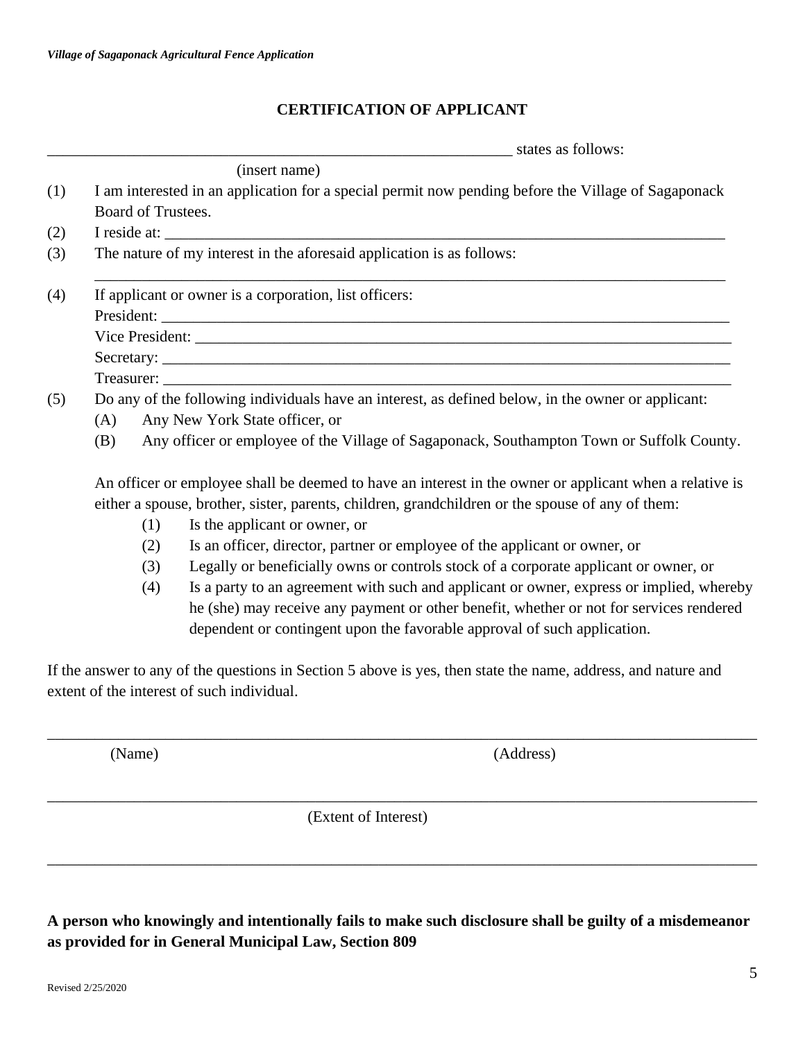## CERTIFICATION OF APPLICANT

_____________________________________________________________ states as follows:
(insert name)

(1) I am interested in an application for a special permit now pending before the Village of Sagaponack Board of Trustees.

(2) I reside at: ___________________________________________________________________________

(3) The nature of my interest in the aforesaid application is as follows:
___________________________________________________________________________________

(4) If applicant or owner is a corporation, list officers:
President: ________________________________________________________________________
Vice President: ____________________________________________________________________
Secretary: ________________________________________________________________________
Treasurer: ________________________________________________________________________

(5) Do any of the following individuals have an interest, as defined below, in the owner or applicant:
  (A) Any New York State officer, or
  (B) Any officer or employee of the Village of Sagaponack, Southampton Town or Suffolk County.

  An officer or employee shall be deemed to have an interest in the owner or applicant when a relative is either a spouse, brother, sister, parents, children, grandchildren or the spouse of any of them:
    (1) Is the applicant or owner, or
    (2) Is an officer, director, partner or employee of the applicant or owner, or
    (3) Legally or beneficially owns or controls stock of a corporate applicant or owner, or
    (4) Is a party to an agreement with such and applicant or owner, express or implied, whereby he (she) may receive any payment or other benefit, whether or not for services rendered dependent or contingent upon the favorable approval of such application.

If the answer to any of the questions in Section 5 above is yes, then state the name, address, and nature and extent of the interest of such individual.

___________________________________________________________________________________________
(Name)                                        (Address)

___________________________________________________________________________________________
(Extent of Interest)

___________________________________________________________________________________________

**A person who knowingly and intentionally fails to make such disclosure shall be guilty of a misdemeanor as provided for in General Municipal Law, Section 809**

Revised 2/25/2020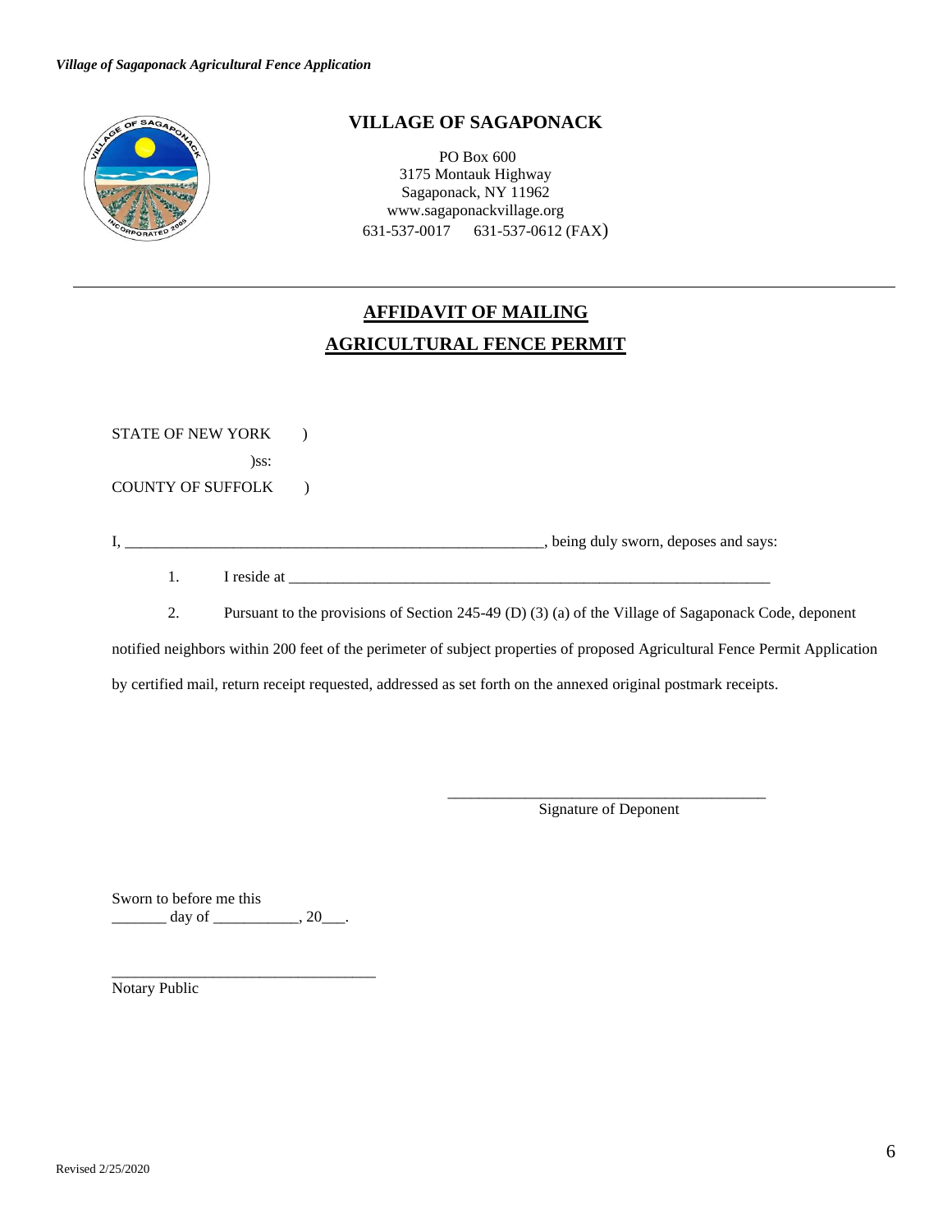## VILLAGE OF SAGAPONACK

PO Box 600
3175 Montauk Highway
Sagaponack, NY 11962
www.sagaponackvillage.org
631-537-0017 631-537-0612 (FAX)

---

## AFFIDAVIT OF MAILING
## AGRICULTURAL FENCE PERMIT

STATE OF NEW YORK )
)ss:
COUNTY OF SUFFOLK )

I, \_\_\_\_\_\_\_\_\_\_\_\_\_\_\_\_\_\_\_\_\_\_\_\_\_\_\_\_\_\_\_\_\_\_\_\_\_\_\_\_\_\_\_\_\_\_\_\_\_\_\_\_\_\_\_\_, being duly sworn, deposes and says:

1. I reside at \_\_\_\_\_\_\_\_\_\_\_\_\_\_\_\_\_\_\_\_\_\_\_\_\_\_\_\_\_\_\_\_\_\_\_\_\_\_\_\_\_\_\_\_\_\_\_\_\_\_\_\_\_\_\_\_\_\_\_\_\_\_\_

2. Pursuant to the provisions of Section 245-49 (D) (3) (a) of the Village of Sagaponack Code, deponent notified neighbors within 200 feet of the perimeter of subject properties of proposed Agricultural Fence Permit Application by certified mail, return receipt requested, addressed as set forth on the annexed original postmark receipts.

\_\_\_\_\_\_\_\_\_\_\_\_\_\_\_\_\_\_\_\_\_\_\_\_\_\_\_\_\_\_\_\_\_\_\_\_\_\_\_\_\_\_\_
Signature of Deponent

Sworn to before me this
\_\_\_\_\_\_\_ day of \_\_\_\_\_\_\_\_\_\_\_, 20\_\_\_.

\_\_\_\_\_\_\_\_\_\_\_\_\_\_\_\_\_\_\_\_\_\_\_\_\_\_\_\_\_\_\_\_\_\_\_\_
Notary Public

Revised 2/25/2020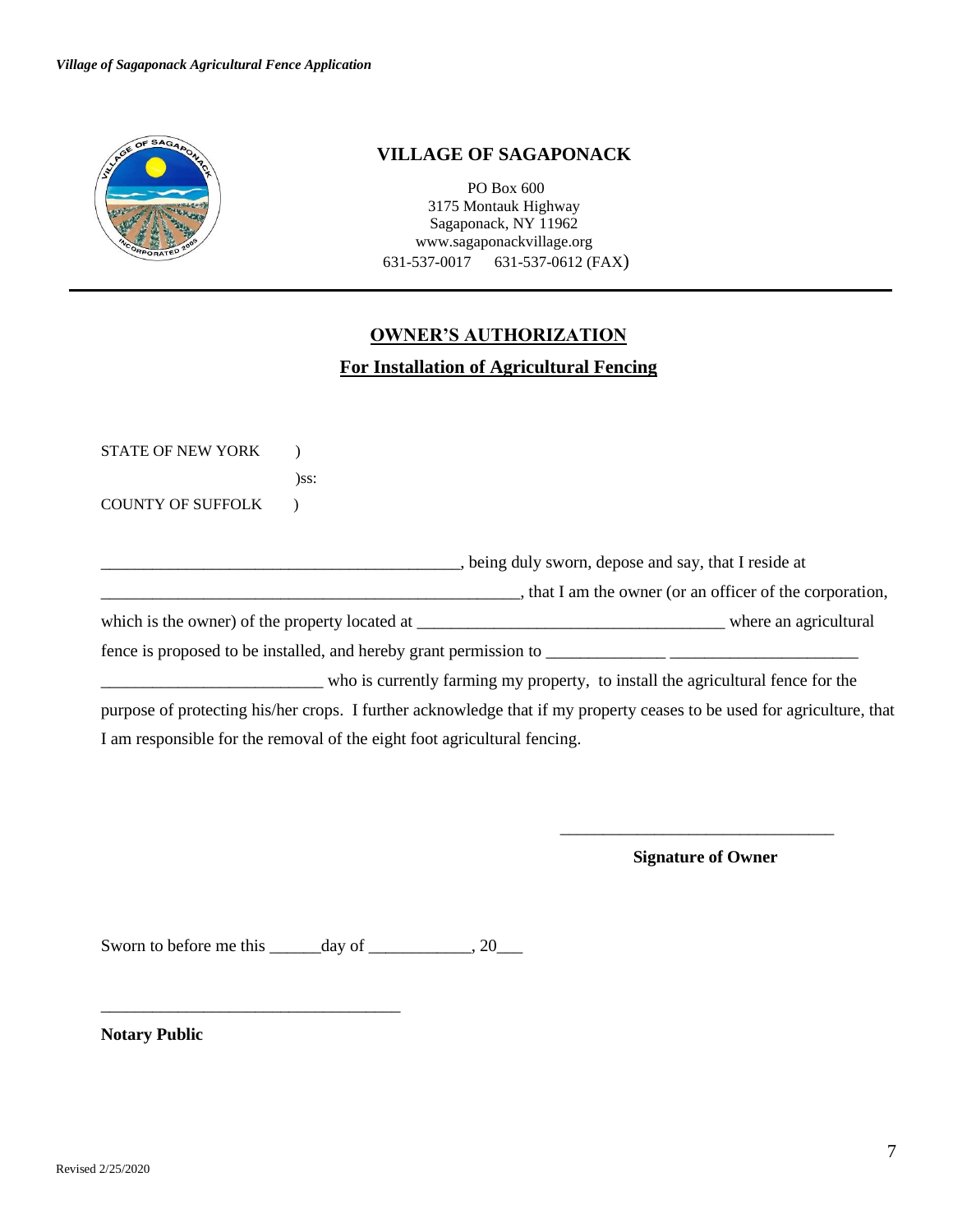# VILLAGE OF SAGAPONACK

PO Box 600
3175 Montauk Highway
Sagaponack, NY 11962
www.sagaponackvillage.org
631-537-0017 631-537-0612 (FAX)

---

## OWNER'S AUTHORIZATION

### For Installation of Agricultural Fencing

STATE OF NEW YORK )
)ss:
COUNTY OF SUFFOLK )

___________________________________________, being duly sworn, depose and say, that I reside at __________________________________________________, that I am the owner (or an officer of the corporation, which is the owner) of the property located at ____________________________________ where an agricultural fence is proposed to be installed, and hereby grant permission to ______________ ______________________ __________________________ who is currently farming my property, to install the agricultural fence for the purpose of protecting his/her crops. I further acknowledge that if my property ceases to be used for agriculture, that I am responsible for the removal of the eight foot agricultural fencing.

_________________________________
**Signature of Owner**

Sworn to before me this ______day of ____________, 20___

____________________________________
**Notary Public**

Revised 2/25/2020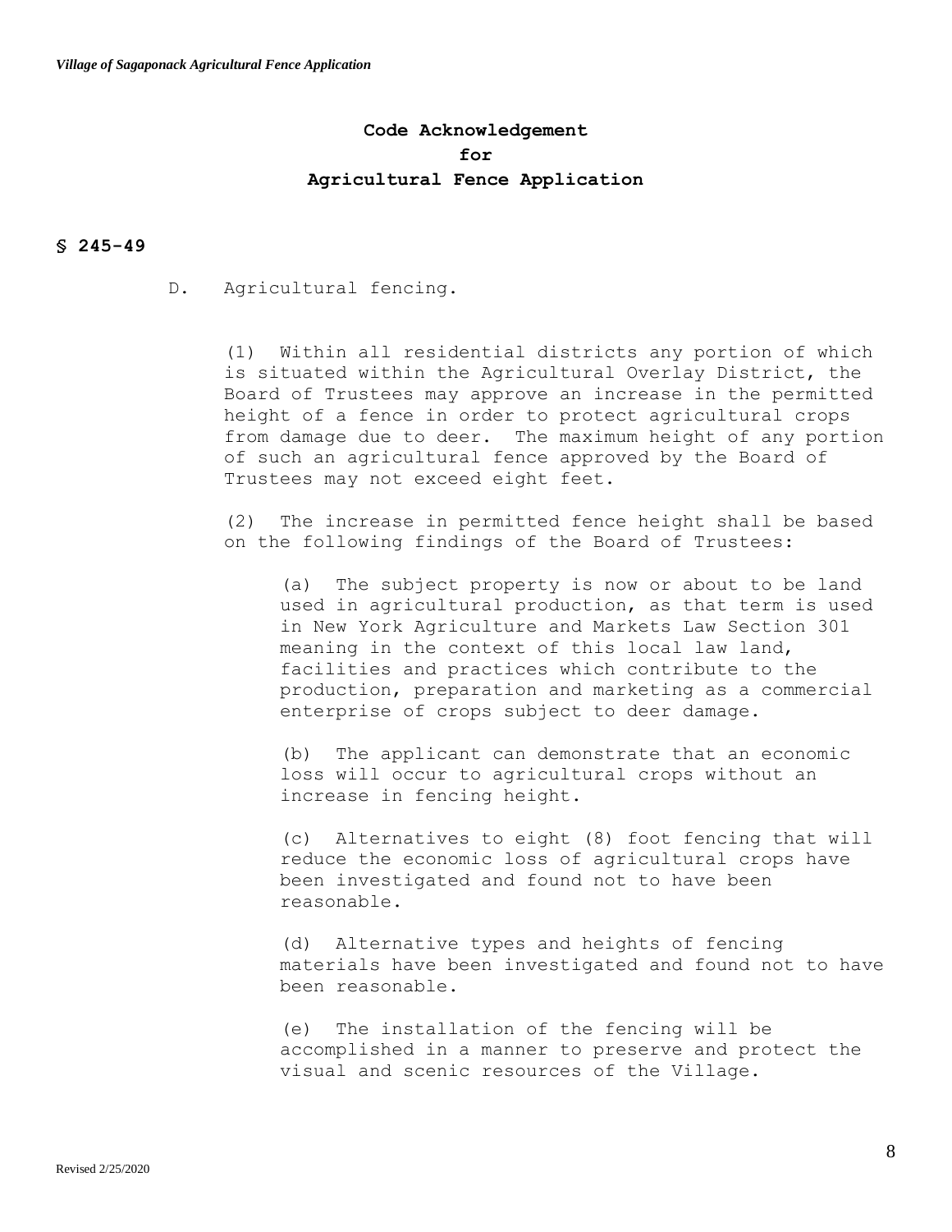# Code Acknowledgement for Agricultural Fence Application

## § 245-49

D. Agricultural fencing.

(1) Within all residential districts any portion of which is situated within the Agricultural Overlay District, the Board of Trustees may approve an increase in the permitted height of a fence in order to protect agricultural crops from damage due to deer. The maximum height of any portion of such an agricultural fence approved by the Board of Trustees may not exceed eight feet.

(2) The increase in permitted fence height shall be based on the following findings of the Board of Trustees:

(a) The subject property is now or about to be land used in agricultural production, as that term is used in New York Agriculture and Markets Law Section 301 meaning in the context of this local law land, facilities and practices which contribute to the production, preparation and marketing as a commercial enterprise of crops subject to deer damage.

(b) The applicant can demonstrate that an economic loss will occur to agricultural crops without an increase in fencing height.

(c) Alternatives to eight (8) foot fencing that will reduce the economic loss of agricultural crops have been investigated and found not to have been reasonable.

(d) Alternative types and heights of fencing materials have been investigated and found not to have been reasonable.

(e) The installation of the fencing will be accomplished in a manner to preserve and protect the visual and scenic resources of the Village.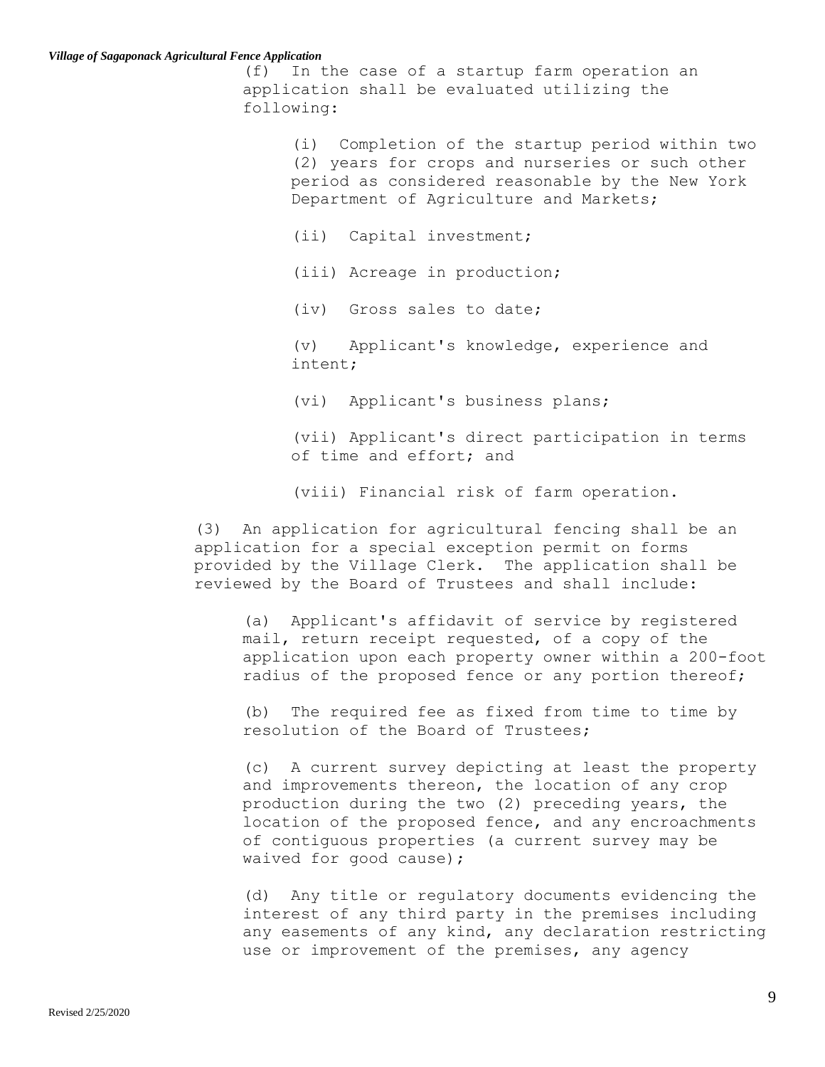(f) In the case of a startup farm operation an application shall be evaluated utilizing the following:

(i) Completion of the startup period within two (2) years for crops and nurseries or such other period as considered reasonable by the New York Department of Agriculture and Markets;

(ii) Capital investment;

(iii) Acreage in production;

(iv) Gross sales to date;

(v) Applicant's knowledge, experience and intent;

(vi) Applicant's business plans;

(vii) Applicant's direct participation in terms of time and effort; and

(viii) Financial risk of farm operation.

(3) An application for agricultural fencing shall be an application for a special exception permit on forms provided by the Village Clerk. The application shall be reviewed by the Board of Trustees and shall include:

(a) Applicant's affidavit of service by registered mail, return receipt requested, of a copy of the application upon each property owner within a 200-foot radius of the proposed fence or any portion thereof;

(b) The required fee as fixed from time to time by resolution of the Board of Trustees;

(c) A current survey depicting at least the property and improvements thereon, the location of any crop production during the two (2) preceding years, the location of the proposed fence, and any encroachments of contiguous properties (a current survey may be waived for good cause);

(d) Any title or regulatory documents evidencing the interest of any third party in the premises including any easements of any kind, any declaration restricting use or improvement of the premises, any agency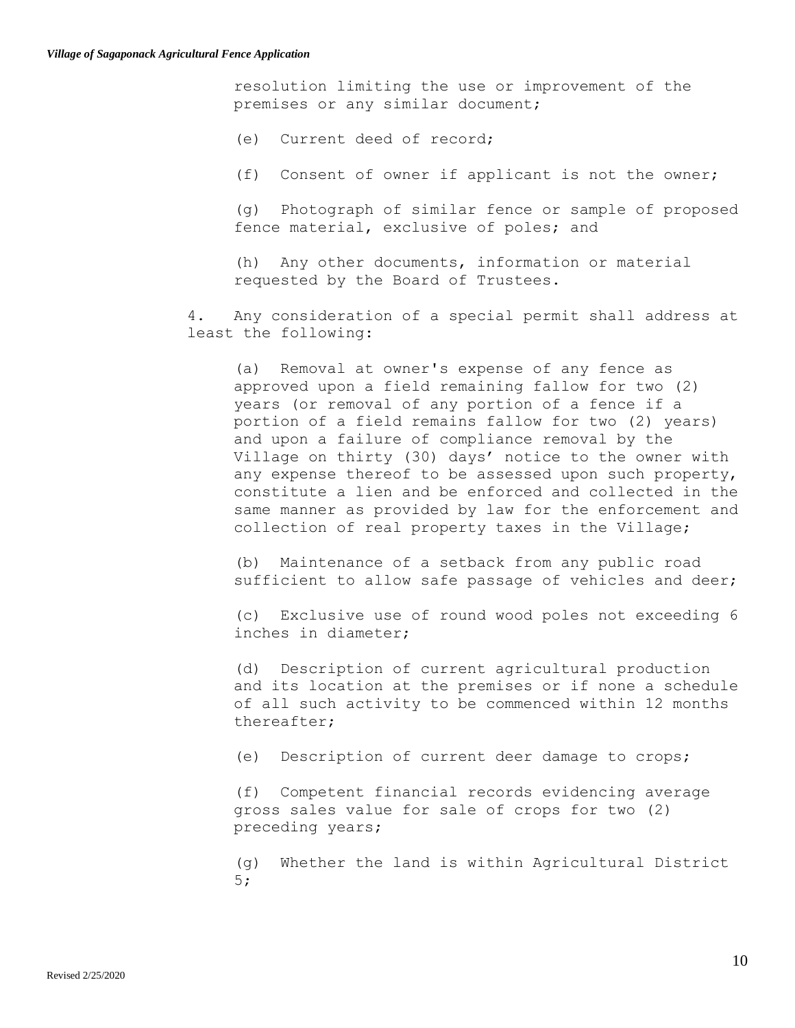resolution limiting the use or improvement of the premises or any similar document;

(e) Current deed of record;

(f) Consent of owner if applicant is not the owner;

(g) Photograph of similar fence or sample of proposed fence material, exclusive of poles; and

(h) Any other documents, information or material requested by the Board of Trustees.

4. Any consideration of a special permit shall address at least the following:

(a) Removal at owner's expense of any fence as approved upon a field remaining fallow for two (2) years (or removal of any portion of a fence if a portion of a field remains fallow for two (2) years) and upon a failure of compliance removal by the Village on thirty (30) days' notice to the owner with any expense thereof to be assessed upon such property, constitute a lien and be enforced and collected in the same manner as provided by law for the enforcement and collection of real property taxes in the Village;

(b) Maintenance of a setback from any public road sufficient to allow safe passage of vehicles and deer;

(c) Exclusive use of round wood poles not exceeding 6 inches in diameter;

(d) Description of current agricultural production and its location at the premises or if none a schedule of all such activity to be commenced within 12 months thereafter;

(e) Description of current deer damage to crops;

(f) Competent financial records evidencing average gross sales value for sale of crops for two (2) preceding years;

(g) Whether the land is within Agricultural District 5;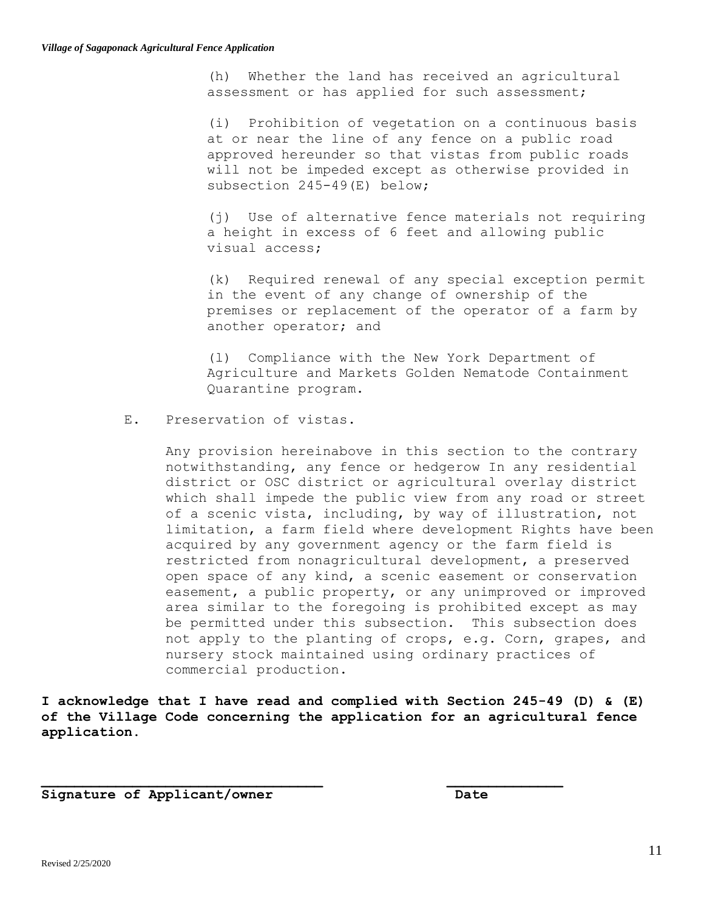(h) Whether the land has received an agricultural assessment or has applied for such assessment;

(i) Prohibition of vegetation on a continuous basis at or near the line of any fence on a public road approved hereunder so that vistas from public roads will not be impeded except as otherwise provided in subsection 245-49(E) below;

(j) Use of alternative fence materials not requiring a height in excess of 6 feet and allowing public visual access;

(k) Required renewal of any special exception permit in the event of any change of ownership of the premises or replacement of the operator of a farm by another operator; and

(l) Compliance with the New York Department of Agriculture and Markets Golden Nematode Containment Quarantine program.

E. Preservation of vistas.

Any provision hereinabove in this section to the contrary notwithstanding, any fence or hedgerow In any residential district or OSC district or agricultural overlay district which shall impede the public view from any road or street of a scenic vista, including, by way of illustration, not limitation, a farm field where development Rights have been acquired by any government agency or the farm field is restricted from nonagricultural development, a preserved open space of any kind, a scenic easement or conservation easement, a public property, or any unimproved or improved area similar to the foregoing is prohibited except as may be permitted under this subsection. This subsection does not apply to the planting of crops, e.g. Corn, grapes, and nursery stock maintained using ordinary practices of commercial production.

**I acknowledge that I have read and complied with Section 245-49 (D) & (E) of the Village Code concerning the application for an agricultural fence application.**

**\_\_\_\_\_\_\_\_\_\_\_\_\_\_\_\_\_\_\_\_\_\_\_\_\_\_\_\_\_\_\_\_\_\_\_** **\_\_\_\_\_\_\_\_\_\_\_\_\_\_**

**Signature of Applicant/owner** **Date**

Revised 2/25/2020